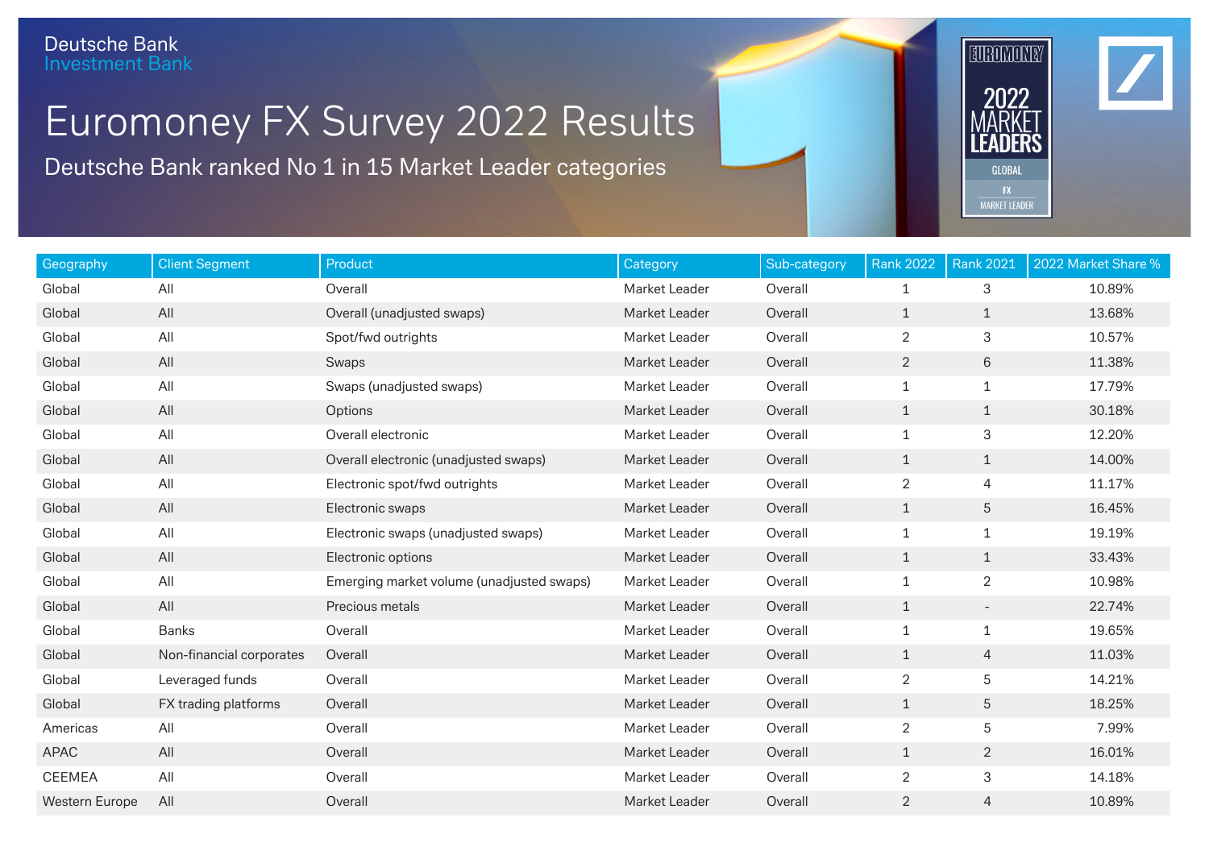Deutsche Bank
Investment Bank

# Euromoney FX Survey 2022 Results

## Deutsche Bank ranked No 1 in 15 Market Leader categories

| Geography | Client Segment | Product | Category | Sub-category | Rank 2022 | Rank 2021 | 2022 Market Share % |
|---|---|---|---|---|---|---|---|
| Global | All | Overall | Market Leader | Overall | 1 | 3 | 10.89% |
| Global | All | Overall (unadjusted swaps) | Market Leader | Overall | 1 | 1 | 13.68% |
| Global | All | Spot/fwd outrights | Market Leader | Overall | 2 | 3 | 10.57% |
| Global | All | Swaps | Market Leader | Overall | 2 | 6 | 11.38% |
| Global | All | Swaps (unadjusted swaps) | Market Leader | Overall | 1 | 1 | 17.79% |
| Global | All | Options | Market Leader | Overall | 1 | 1 | 30.18% |
| Global | All | Overall electronic | Market Leader | Overall | 1 | 3 | 12.20% |
| Global | All | Overall electronic (unadjusted swaps) | Market Leader | Overall | 1 | 1 | 14.00% |
| Global | All | Electronic spot/fwd outrights | Market Leader | Overall | 2 | 4 | 11.17% |
| Global | All | Electronic swaps | Market Leader | Overall | 1 | 5 | 16.45% |
| Global | All | Electronic swaps (unadjusted swaps) | Market Leader | Overall | 1 | 1 | 19.19% |
| Global | All | Electronic options | Market Leader | Overall | 1 | 1 | 33.43% |
| Global | All | Emerging market volume (unadjusted swaps) | Market Leader | Overall | 1 | 2 | 10.98% |
| Global | All | Precious metals | Market Leader | Overall | 1 | - | 22.74% |
| Global | Banks | Overall | Market Leader | Overall | 1 | 1 | 19.65% |
| Global | Non-financial corporates | Overall | Market Leader | Overall | 1 | 4 | 11.03% |
| Global | Leveraged funds | Overall | Market Leader | Overall | 2 | 5 | 14.21% |
| Global | FX trading platforms | Overall | Market Leader | Overall | 1 | 5 | 18.25% |
| Americas | All | Overall | Market Leader | Overall | 2 | 5 | 7.99% |
| APAC | All | Overall | Market Leader | Overall | 1 | 2 | 16.01% |
| CEEMEA | All | Overall | Market Leader | Overall | 2 | 3 | 14.18% |
| Western Europe | All | Overall | Market Leader | Overall | 2 | 4 | 10.89% |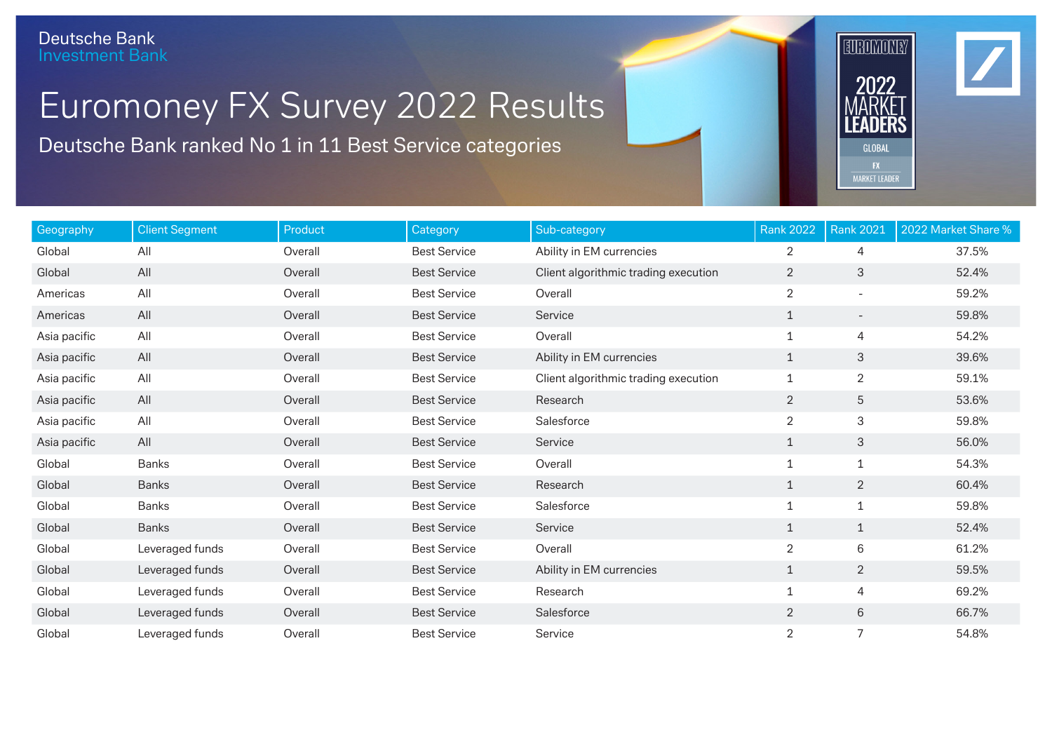Deutsche Bank
Investment Bank

# Euromoney FX Survey 2022 Results

## Deutsche Bank ranked No 1 in 11 Best Service categories

EUROMONEY 2022 MARKET LEADERS GLOBAL FX MARKET LEADER

| Geography | Client Segment | Product | Category | Sub-category | Rank 2022 | Rank 2021 | 2022 Market Share % |
|---|---|---|---|---|---|---|---|
| Global | All | Overall | Best Service | Ability in EM currencies | 2 | 4 | 37.5% |
| Global | All | Overall | Best Service | Client algorithmic trading execution | 2 | 3 | 52.4% |
| Americas | All | Overall | Best Service | Overall | 2 | - | 59.2% |
| Americas | All | Overall | Best Service | Service | 1 | - | 59.8% |
| Asia pacific | All | Overall | Best Service | Overall | 1 | 4 | 54.2% |
| Asia pacific | All | Overall | Best Service | Ability in EM currencies | 1 | 3 | 39.6% |
| Asia pacific | All | Overall | Best Service | Client algorithmic trading execution | 1 | 2 | 59.1% |
| Asia pacific | All | Overall | Best Service | Research | 2 | 5 | 53.6% |
| Asia pacific | All | Overall | Best Service | Salesforce | 2 | 3 | 59.8% |
| Asia pacific | All | Overall | Best Service | Service | 1 | 3 | 56.0% |
| Global | Banks | Overall | Best Service | Overall | 1 | 1 | 54.3% |
| Global | Banks | Overall | Best Service | Research | 1 | 2 | 60.4% |
| Global | Banks | Overall | Best Service | Salesforce | 1 | 1 | 59.8% |
| Global | Banks | Overall | Best Service | Service | 1 | 1 | 52.4% |
| Global | Leveraged funds | Overall | Best Service | Overall | 2 | 6 | 61.2% |
| Global | Leveraged funds | Overall | Best Service | Ability in EM currencies | 1 | 2 | 59.5% |
| Global | Leveraged funds | Overall | Best Service | Research | 1 | 4 | 69.2% |
| Global | Leveraged funds | Overall | Best Service | Salesforce | 2 | 6 | 66.7% |
| Global | Leveraged funds | Overall | Best Service | Service | 2 | 7 | 54.8% |